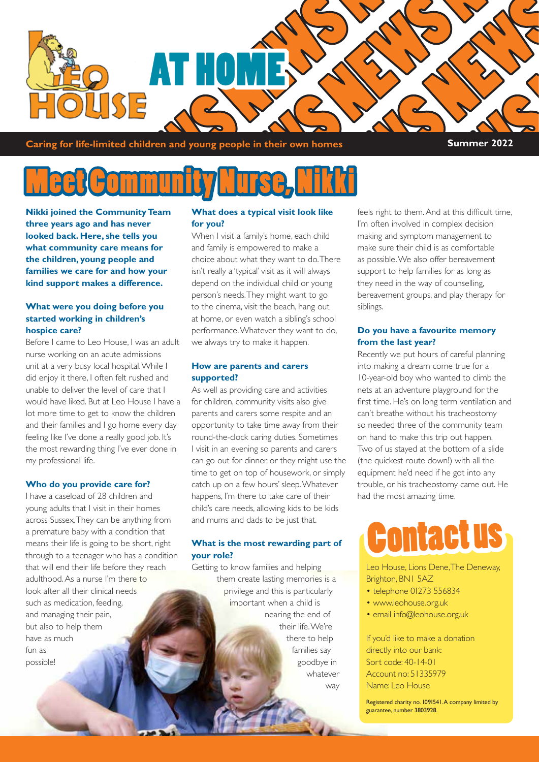# LEO HOUSE AT HOME

**Caring for life-limited children and young people in their own homes** **Summer 2022**

# Meet Community Nurse, Nikki

**Nikki joined the Community Team three years ago and has never looked back. Here, she tells you what community care means for the children, young people and families we care for and how your kind support makes a difference.**

### What were you doing before you started working in children's hospice care?

Before I came to Leo House, I was an adult nurse working on an acute admissions unit at a very busy local hospital. While I did enjoy it there, I often felt rushed and unable to deliver the level of care that I would have liked. But at Leo House I have a lot more time to get to know the children and their families and I go home every day feeling like I've done a really good job. It's the most rewarding thing I've ever done in my professional life.

### Who do you provide care for?

I have a caseload of 28 children and young adults that I visit in their homes across Sussex. They can be anything from a premature baby with a condition that means their life is going to be short, right through to a teenager who has a condition that will end their life before they reach adulthood. As a nurse I'm there to look after all their clinical needs such as medication, feeding, and managing their pain, but also to help them have as much fun as possible!

### What does a typical visit look like for you?

When I visit a family's home, each child and family is empowered to make a choice about what they want to do. There isn't really a 'typical' visit as it will always depend on the individual child or young person's needs. They might want to go to the cinema, visit the beach, hang out at home, or even watch a sibling's school performance. Whatever they want to do, we always try to make it happen.

### How are parents and carers supported?

As well as providing care and activities for children, community visits also give parents and carers some respite and an opportunity to take time away from their round-the-clock caring duties. Sometimes I visit in an evening so parents and carers can go out for dinner, or they might use the time to get on top of housework, or simply catch up on a few hours' sleep. Whatever happens, I'm there to take care of their child's care needs, allowing kids to be kids and mums and dads to be just that.

### What is the most rewarding part of your role?

Getting to know families and helping them create lasting memories is a privilege and this is particularly important when a child is nearing the end of their life. We're there to help families say goodbye in whatever way feels right to them. And at this difficult time, I'm often involved in complex decision making and symptom management to make sure their child is as comfortable as possible. We also offer bereavement support to help families for as long as they need in the way of counselling, bereavement groups, and play therapy for siblings.

### Do you have a favourite memory from the last year?

Recently we put hours of careful planning into making a dream come true for a 10-year-old boy who wanted to climb the nets at an adventure playground for the first time. He's on long term ventilation and can't breathe without his tracheostomy so needed three of the community team on hand to make this trip out happen. Two of us stayed at the bottom of a slide (the quickest route down!) with all the equipment he'd need if he got into any trouble, or his tracheostomy came out. He had the most amazing time.

## Contact us

Leo House, Lions Dene, The Deneway, Brighton, BN1 5AZ

- telephone 01273 556834
- www.leohouse.org.uk
- email info@leohouse.org.uk

If you'd like to make a donation directly into our bank:
Sort code: 40-14-01
Account no: 51335979
Name: Leo House

Registered charity no. 1091541. A company limited by guarantee, number 3803928.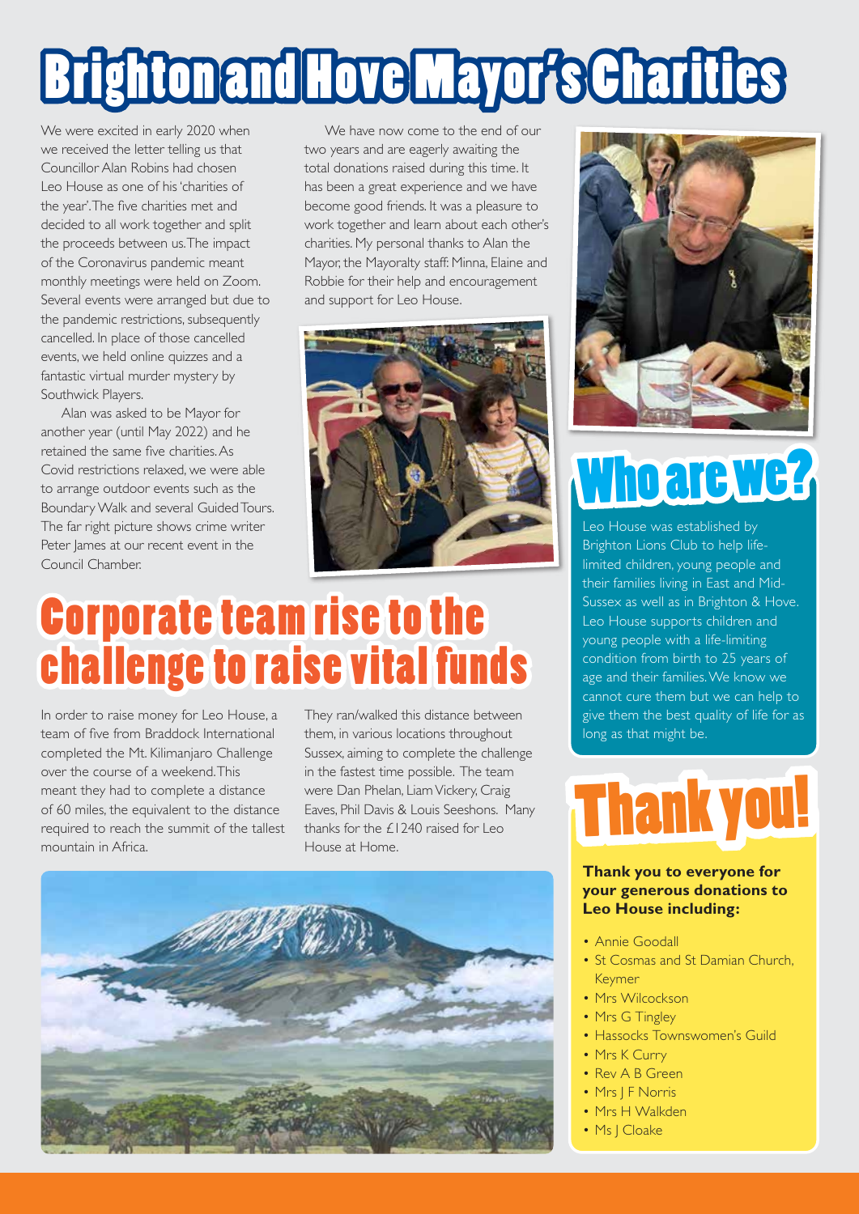# Brighton and Hove Mayor's Charities

We were excited in early 2020 when we received the letter telling us that Councillor Alan Robins had chosen Leo House as one of his 'charities of the year'. The five charities met and decided to all work together and split the proceeds between us. The impact of the Coronavirus pandemic meant monthly meetings were held on Zoom. Several events were arranged but due to the pandemic restrictions, subsequently cancelled. In place of those cancelled events, we held online quizzes and a fantastic virtual murder mystery by Southwick Players.

Alan was asked to be Mayor for another year (until May 2022) and he retained the same five charities. As Covid restrictions relaxed, we were able to arrange outdoor events such as the Boundary Walk and several Guided Tours. The far right picture shows crime writer Peter James at our recent event in the Council Chamber.

We have now come to the end of our two years and are eagerly awaiting the total donations raised during this time. It has been a great experience and we have become good friends. It was a pleasure to work together and learn about each other's charities. My personal thanks to Alan the Mayor, the Mayoralty staff: Minna, Elaine and Robbie for their help and encouragement and support for Leo House.

# Corporate team rise to the challenge to raise vital funds

In order to raise money for Leo House, a team of five from Braddock International completed the Mt. Kilimanjaro Challenge over the course of a weekend. This meant they had to complete a distance of 60 miles, the equivalent to the distance required to reach the summit of the tallest mountain in Africa.

They ran/walked this distance between them, in various locations throughout Sussex, aiming to complete the challenge in the fastest time possible. The team were Dan Phelan, Liam Vickery, Craig Eaves, Phil Davis & Louis Seeshons. Many thanks for the £1240 raised for Leo House at Home.

# Who are we?

Leo House was established by Brighton Lions Club to help life-limited children, young people and their families living in East and Mid-Sussex as well as in Brighton & Hove. Leo House supports children and young people with a life-limiting condition from birth to 25 years of age and their families. We know we cannot cure them but we can help to give them the best quality of life for as long as that might be.

# Thank you!

**Thank you to everyone for your generous donations to Leo House including:**

- Annie Goodall
- St Cosmas and St Damian Church, Keymer
- Mrs Wilcockson
- Mrs G Tingley
- Hassocks Townswomen's Guild
- Mrs K Curry
- Rev A B Green
- Mrs J F Norris
- Mrs H Walkden
- Ms J Cloake